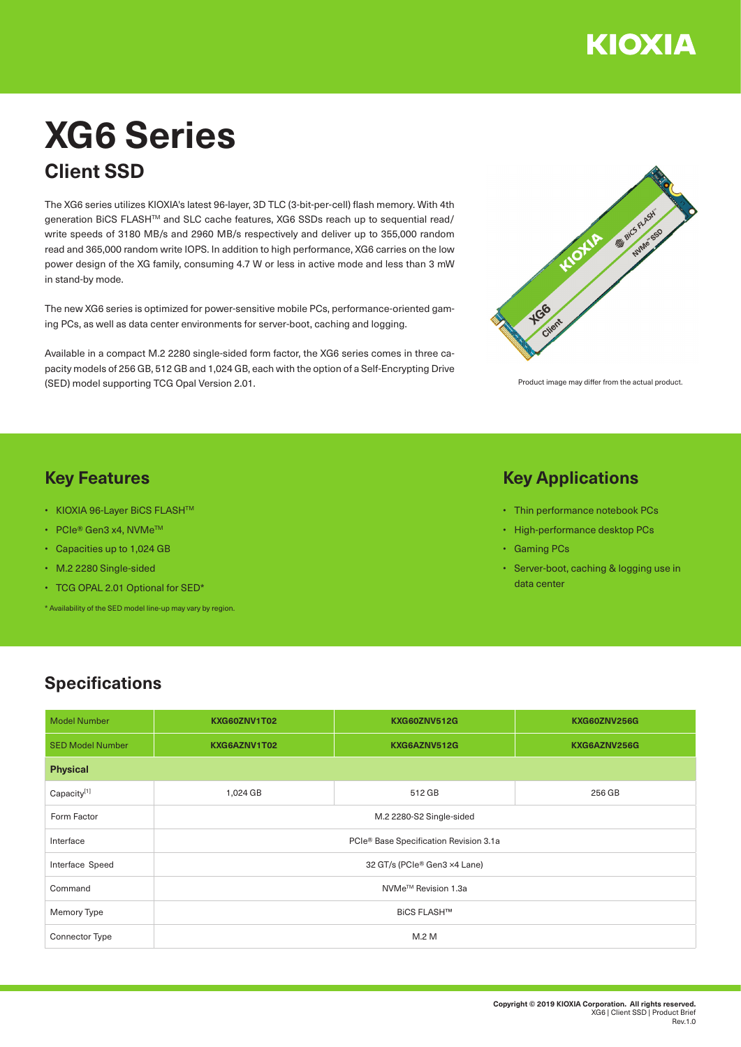KIOXIA

# XG6 Series

## Client SSD

The XG6 series utilizes KIOXIA's latest 96-layer, 3D TLC (3-bit-per-cell) flash memory. With 4th generation BiCS FLASH™ and SLC cache features, XG6 SSDs reach up to sequential read/ write speeds of 3180 MB/s and 2960 MB/s respectively and deliver up to 355,000 random read and 365,000 random write IOPS. In addition to high performance, XG6 carries on the low power design of the XG family, consuming 4.7 W or less in active mode and less than 3 mW in stand-by mode.

The new XG6 series is optimized for power-sensitive mobile PCs, performance-oriented gaming PCs, as well as data center environments for server-boot, caching and logging.

Available in a compact M.2 2280 single-sided form factor, the XG6 series comes in three capacity models of 256 GB, 512 GB and 1,024 GB, each with the option of a Self-Encrypting Drive (SED) model supporting TCG Opal Version 2.01.

Product image may differ from the actual product.

## Key Features

- KIOXIA 96-Layer BiCS FLASH™
- PCIe® Gen3 x4, NVMe™
- Capacities up to 1,024 GB
- M.2 2280 Single-sided
- TCG OPAL 2.01 Optional for SED*

* Availability of the SED model line-up may vary by region.

## Key Applications

- Thin performance notebook PCs
- High-performance desktop PCs
- Gaming PCs
- Server-boot, caching & logging use in data center

## Specifications

| Model Number | KXG60ZNV1T02 | KXG60ZNV512G | KXG60ZNV256G |
|---|---|---|---|
| SED Model Number | KXG6AZNV1T02 | KXG6AZNV512G | KXG6AZNV256G |
| **Physical** | | | |
| Capacity[1] | 1,024 GB | 512 GB | 256 GB |
| Form Factor | M.2 2280-S2 Single-sided | | |
| Interface | PCIe® Base Specification Revision 3.1a | | |
| Interface Speed | 32 GT/s (PCIe® Gen3 ×4 Lane) | | |
| Command | NVMe™ Revision 1.3a | | |
| Memory Type | BiCS FLASH™ | | |
| Connector Type | M.2 M | | |

Copyright © 2019 KIOXIA Corporation. All rights reserved.
XG6 | Client SSD | Product Brief
Rev.1.0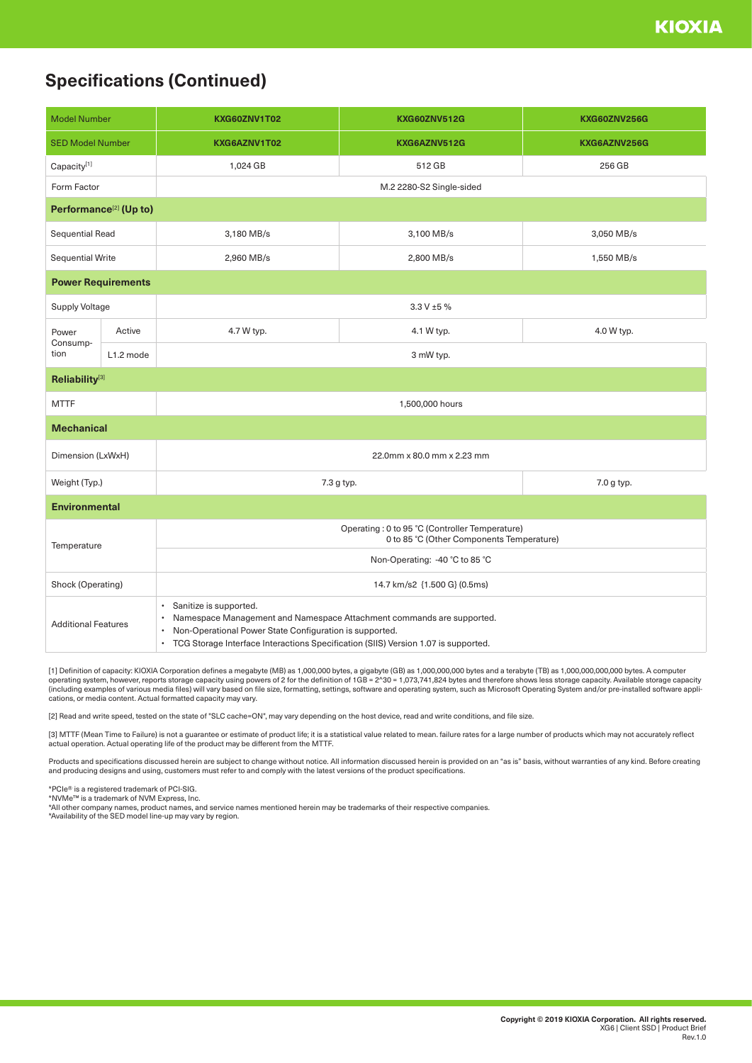## Specifications (Continued)

| Model Number | | KXG60ZNV1T02 | KXG60ZNV512G | KXG60ZNV256G |
|---|---|---|---|---|
| SED Model Number | | KXG6AZNV1T02 | KXG6AZNV512G | KXG6AZNV256G |
| Capacity[1] | | 1,024 GB | 512 GB | 256 GB |
| Form Factor | | M.2 2280-S2 Single-sided | | |
| **Performance[2] (Up to)** | | | | |
| Sequential Read | | 3,180 MB/s | 3,100 MB/s | 3,050 MB/s |
| Sequential Write | | 2,960 MB/s | 2,800 MB/s | 1,550 MB/s |
| **Power Requirements** | | | | |
| Supply Voltage | | 3.3 V ±5 % | | |
| Power Consumption | Active | 4.7 W typ. | 4.1 W typ. | 4.0 W typ. |
| | L1.2 mode | 3 mW typ. | | |
| **Reliability[3]** | | | | |
| MTTF | | 1,500,000 hours | | |
| **Mechanical** | | | | |
| Dimension (LxWxH) | | 22.0mm x 80.0 mm x 2.23 mm | | |
| Weight (Typ.) | | 7.3 g typ. | | 7.0 g typ. |
| **Environmental** | | | | |
| Temperature | | Operating : 0 to 95 °C (Controller Temperature) 0 to 85 °C (Other Components Temperature) | | |
| | | Non-Operating: -40 °C to 85 °C | | |
| Shock (Operating) | | 14.7 km/s2 {1.500 G} (0.5ms) | | |
| Additional Features | | • Sanitize is supported. • Namespace Management and Namespace Attachment commands are supported. • Non-Operational Power State Configuration is supported. • TCG Storage Interface Interactions Specification (SIIS) Version 1.07 is supported. | | |

[1] Definition of capacity: KIOXIA Corporation defines a megabyte (MB) as 1,000,000 bytes, a gigabyte (GB) as 1,000,000,000 bytes and a terabyte (TB) as 1,000,000,000,000 bytes. A computer operating system, however, reports storage capacity using powers of 2 for the definition of 1GB = 2^30 = 1,073,741,824 bytes and therefore shows less storage capacity. Available storage capacity (including examples of various media files) will vary based on file size, formatting, settings, software and operating system, such as Microsoft Operating System and/or pre-installed software applications, or media content. Actual formatted capacity may vary.

[2] Read and write speed, tested on the state of "SLC cache=ON", may vary depending on the host device, read and write conditions, and file size.

[3] MTTF (Mean Time to Failure) is not a guarantee or estimate of product life; it is a statistical value related to mean. failure rates for a large number of products which may not accurately reflect actual operation. Actual operating life of the product may be different from the MTTF.

Products and specifications discussed herein are subject to change without notice. All information discussed herein is provided on an "as is" basis, without warranties of any kind. Before creating and producing designs and using, customers must refer to and comply with the latest versions of the product specifications.

*PCIe® is a registered trademark of PCI-SIG.
*NVMe™ is a trademark of NVM Express, Inc.
*All other company names, product names, and service names mentioned herein may be trademarks of their respective companies.
*Availability of the SED model line-up may vary by region.

**Copyright © 2019 KIOXIA Corporation. All rights reserved.**
XG6 | Client SSD | Product Brief
Rev.1.0